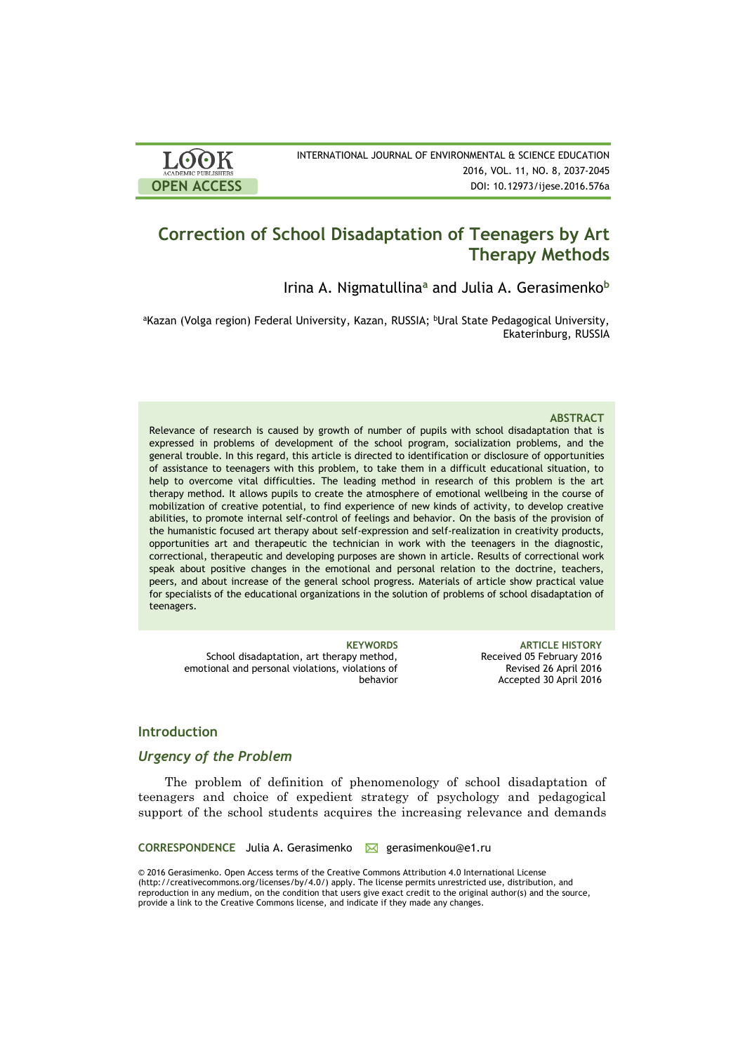# Correction of School Disadaptation of Teenagers by Art Therapy Methods

Irina A. Nigmatullina[a] and Julia A. Gerasimenko[b]

[a]Kazan (Volga region) Federal University, Kazan, RUSSIA; [b]Ural State Pedagogical University, Ekaterinburg, RUSSIA

### ABSTRACT

Relevance of research is caused by growth of number of pupils with school disadaptation that is expressed in problems of development of the school program, socialization problems, and the general trouble. In this regard, this article is directed to identification or disclosure of opportunities of assistance to teenagers with this problem, to take them in a difficult educational situation, to help to overcome vital difficulties. The leading method in research of this problem is the art therapy method. It allows pupils to create the atmosphere of emotional wellbeing in the course of mobilization of creative potential, to find experience of new kinds of activity, to develop creative abilities, to promote internal self-control of feelings and behavior. On the basis of the provision of the humanistic focused art therapy about self-expression and self-realization in creativity products, opportunities art and therapeutic the technician in work with the teenagers in the diagnostic, correctional, therapeutic and developing purposes are shown in article. Results of correctional work speak about positive changes in the emotional and personal relation to the doctrine, teachers, peers, and about increase of the general school progress. Materials of article show practical value for specialists of the educational organizations in the solution of problems of school disadaptation of teenagers.

**KEYWORDS**
School disadaptation, art therapy method, emotional and personal violations, violations of behavior

**ARTICLE HISTORY**
Received 05 February 2016
Revised 26 April 2016
Accepted 30 April 2016

## Introduction

### *Urgency of the Problem*

The problem of definition of phenomenology of school disadaptation of teenagers and choice of expedient strategy of psychology and pedagogical support of the school students acquires the increasing relevance and demands

**CORRESPONDENCE** Julia A. Gerasimenko gerasimenkou@e1.ru

© 2016 Gerasimenko. Open Access terms of the Creative Commons Attribution 4.0 International License (http://creativecommons.org/licenses/by/4.0/) apply. The license permits unrestricted use, distribution, and reproduction in any medium, on the condition that users give exact credit to the original author(s) and the source, provide a link to the Creative Commons license, and indicate if they made any changes.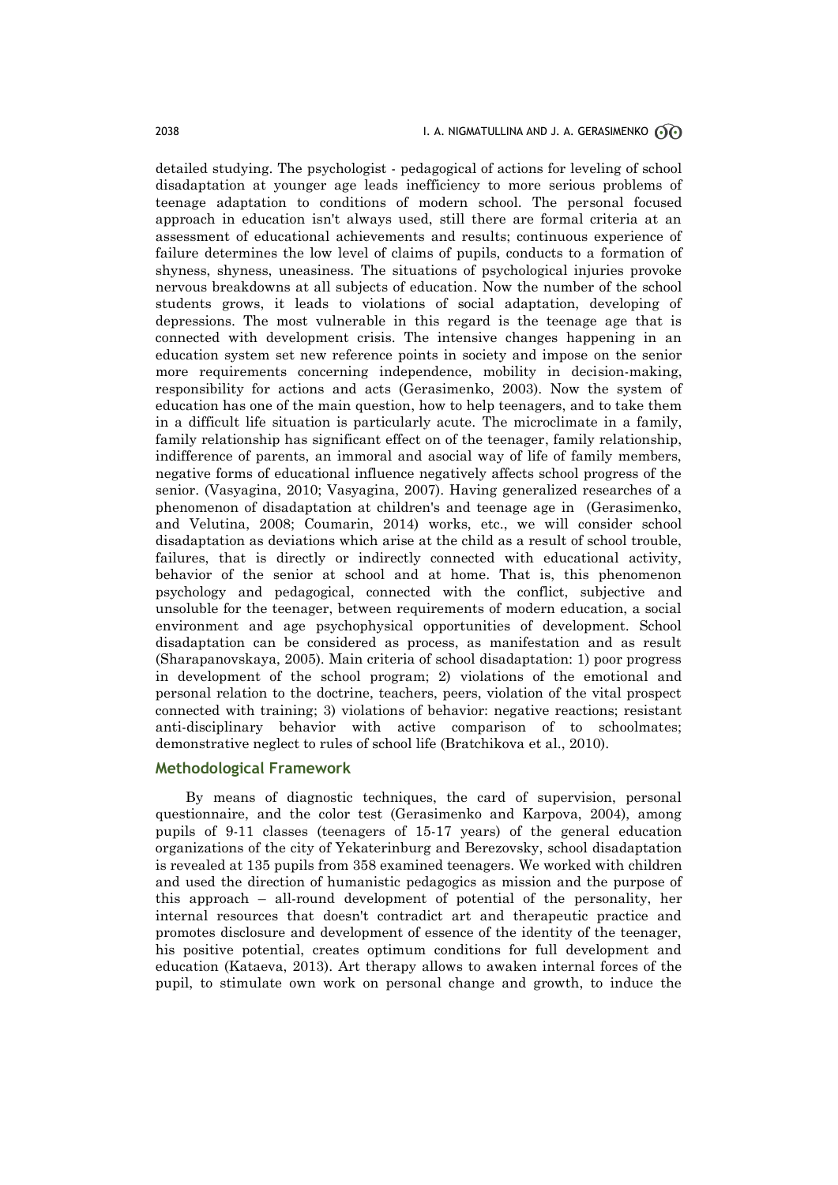detailed studying. The psychologist - pedagogical of actions for leveling of school disadaptation at younger age leads inefficiency to more serious problems of teenage adaptation to conditions of modern school. The personal focused approach in education isn't always used, still there are formal criteria at an assessment of educational achievements and results; continuous experience of failure determines the low level of claims of pupils, conducts to a formation of shyness, shyness, uneasiness. The situations of psychological injuries provoke nervous breakdowns at all subjects of education. Now the number of the school students grows, it leads to violations of social adaptation, developing of depressions. The most vulnerable in this regard is the teenage age that is connected with development crisis. The intensive changes happening in an education system set new reference points in society and impose on the senior more requirements concerning independence, mobility in decision-making, responsibility for actions and acts (Gerasimenko, 2003). Now the system of education has one of the main question, how to help teenagers, and to take them in a difficult life situation is particularly acute. The microclimate in a family, family relationship has significant effect on of the teenager, family relationship, indifference of parents, an immoral and asocial way of life of family members, negative forms of educational influence negatively affects school progress of the senior. (Vasyagina, 2010; Vasyagina, 2007). Having generalized researches of a phenomenon of disadaptation at children's and teenage age in (Gerasimenko, and Velutina, 2008; Coumarin, 2014) works, etc., we will consider school disadaptation as deviations which arise at the child as a result of school trouble, failures, that is directly or indirectly connected with educational activity, behavior of the senior at school and at home. That is, this phenomenon psychology and pedagogical, connected with the conflict, subjective and unsoluble for the teenager, between requirements of modern education, a social environment and age psychophysical opportunities of development. School disadaptation can be considered as process, as manifestation and as result (Sharapanovskaya, 2005). Main criteria of school disadaptation: 1) poor progress in development of the school program; 2) violations of the emotional and personal relation to the doctrine, teachers, peers, violation of the vital prospect connected with training; 3) violations of behavior: negative reactions; resistant anti-disciplinary behavior with active comparison of to schoolmates; demonstrative neglect to rules of school life (Bratchikova et al., 2010).

## Methodological Framework

By means of diagnostic techniques, the card of supervision, personal questionnaire, and the color test (Gerasimenko and Karpova, 2004), among pupils of 9-11 classes (teenagers of 15-17 years) of the general education organizations of the city of Yekaterinburg and Berezovsky, school disadaptation is revealed at 135 pupils from 358 examined teenagers. We worked with children and used the direction of humanistic pedagogics as mission and the purpose of this approach – all-round development of potential of the personality, her internal resources that doesn't contradict art and therapeutic practice and promotes disclosure and development of essence of the identity of the teenager, his positive potential, creates optimum conditions for full development and education (Kataeva, 2013). Art therapy allows to awaken internal forces of the pupil, to stimulate own work on personal change and growth, to induce the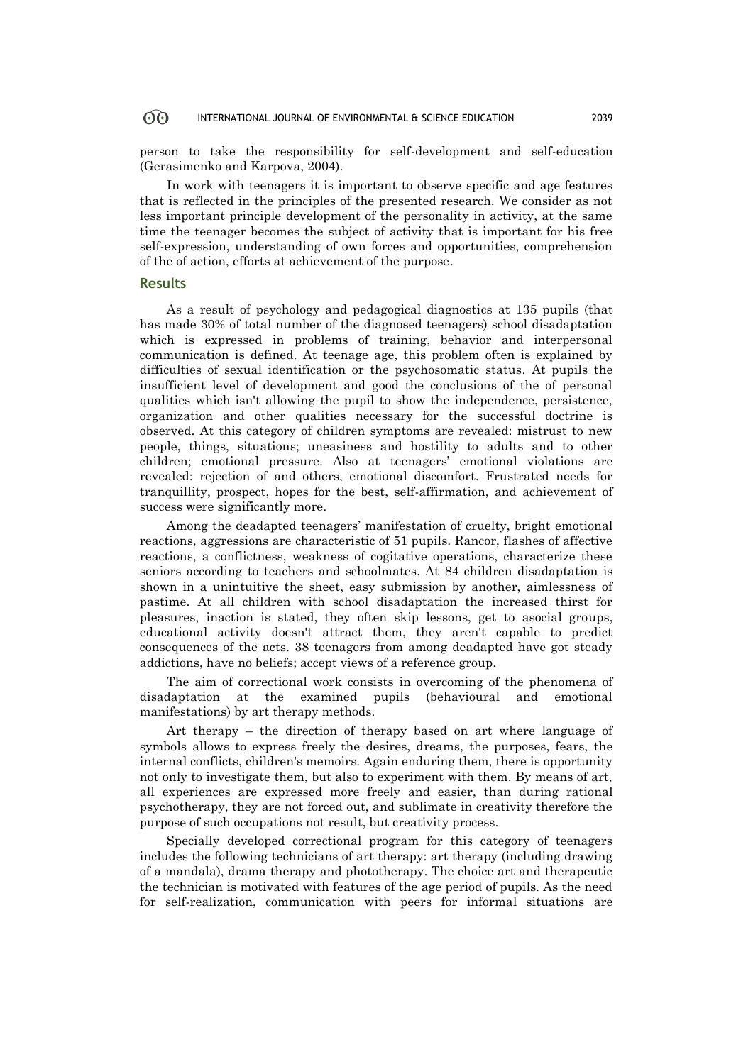person to take the responsibility for self-development and self-education (Gerasimenko and Karpova, 2004).

In work with teenagers it is important to observe specific and age features that is reflected in the principles of the presented research. We consider as not less important principle development of the personality in activity, at the same time the teenager becomes the subject of activity that is important for his free self-expression, understanding of own forces and opportunities, comprehension of the of action, efforts at achievement of the purpose.

## Results

As a result of psychology and pedagogical diagnostics at 135 pupils (that has made 30% of total number of the diagnosed teenagers) school disadaptation which is expressed in problems of training, behavior and interpersonal communication is defined. At teenage age, this problem often is explained by difficulties of sexual identification or the psychosomatic status. At pupils the insufficient level of development and good the conclusions of the of personal qualities which isn't allowing the pupil to show the independence, persistence, organization and other qualities necessary for the successful doctrine is observed. At this category of children symptoms are revealed: mistrust to new people, things, situations; uneasiness and hostility to adults and to other children; emotional pressure. Also at teenagers' emotional violations are revealed: rejection of and others, emotional discomfort. Frustrated needs for tranquillity, prospect, hopes for the best, self-affirmation, and achievement of success were significantly more.

Among the deadapted teenagers' manifestation of cruelty, bright emotional reactions, aggressions are characteristic of 51 pupils. Rancor, flashes of affective reactions, a conflictness, weakness of cogitative operations, characterize these seniors according to teachers and schoolmates. At 84 children disadaptation is shown in a unintuitive the sheet, easy submission by another, aimlessness of pastime. At all children with school disadaptation the increased thirst for pleasures, inaction is stated, they often skip lessons, get to asocial groups, educational activity doesn't attract them, they aren't capable to predict consequences of the acts. 38 teenagers from among deadapted have got steady addictions, have no beliefs; accept views of a reference group.

The aim of correctional work consists in overcoming of the phenomena of disadaptation at the examined pupils (behavioural and emotional manifestations) by art therapy methods.

Art therapy – the direction of therapy based on art where language of symbols allows to express freely the desires, dreams, the purposes, fears, the internal conflicts, children's memoirs. Again enduring them, there is opportunity not only to investigate them, but also to experiment with them. By means of art, all experiences are expressed more freely and easier, than during rational psychotherapy, they are not forced out, and sublimate in creativity therefore the purpose of such occupations not result, but creativity process.

Specially developed correctional program for this category of teenagers includes the following technicians of art therapy: art therapy (including drawing of a mandala), drama therapy and phototherapy. The choice art and therapeutic the technician is motivated with features of the age period of pupils. As the need for self-realization, communication with peers for informal situations are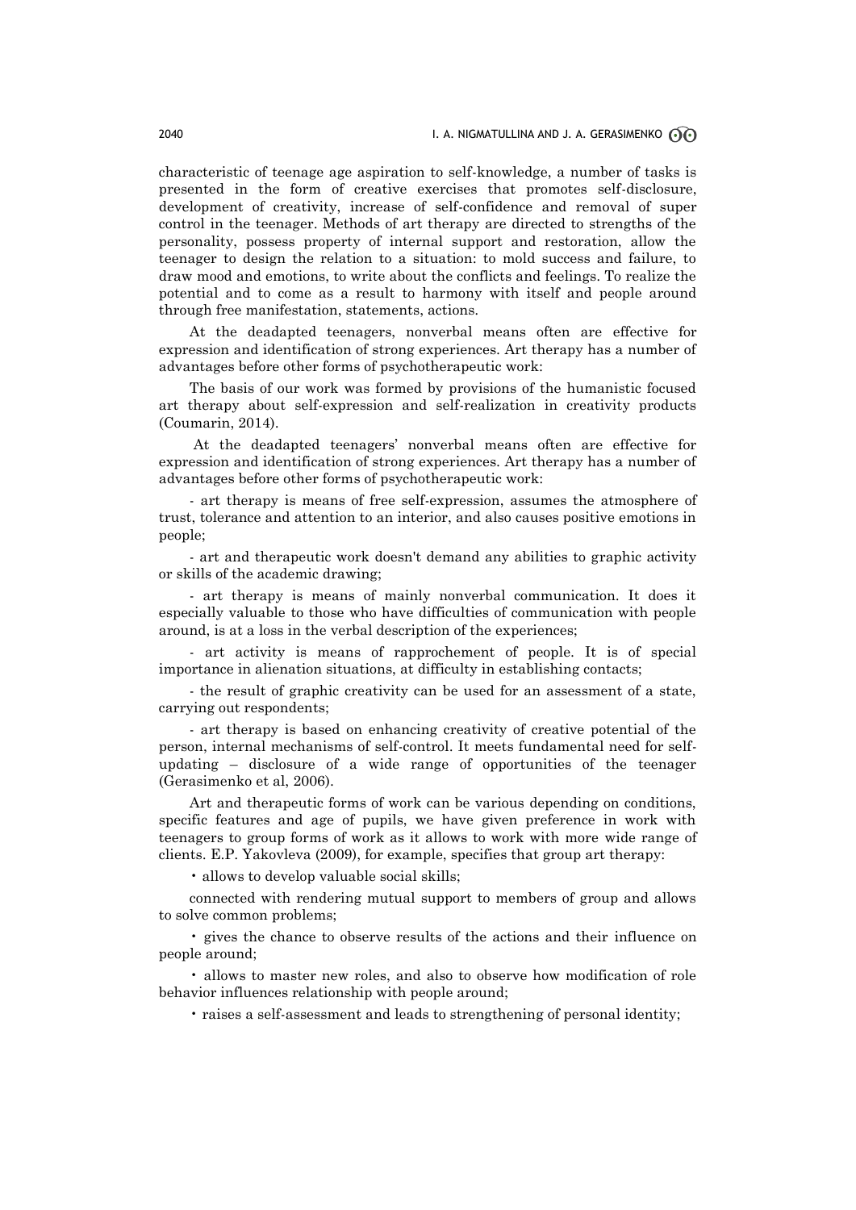characteristic of teenage age aspiration to self-knowledge, a number of tasks is presented in the form of creative exercises that promotes self-disclosure, development of creativity, increase of self-confidence and removal of super control in the teenager. Methods of art therapy are directed to strengths of the personality, possess property of internal support and restoration, allow the teenager to design the relation to a situation: to mold success and failure, to draw mood and emotions, to write about the conflicts and feelings. To realize the potential and to come as a result to harmony with itself and people around through free manifestation, statements, actions.

At the deadapted teenagers, nonverbal means often are effective for expression and identification of strong experiences. Art therapy has a number of advantages before other forms of psychotherapeutic work:

The basis of our work was formed by provisions of the humanistic focused art therapy about self-expression and self-realization in creativity products (Coumarin, 2014).

At the deadapted teenagers' nonverbal means often are effective for expression and identification of strong experiences. Art therapy has a number of advantages before other forms of psychotherapeutic work:

- art therapy is means of free self-expression, assumes the atmosphere of trust, tolerance and attention to an interior, and also causes positive emotions in people;

- art and therapeutic work doesn't demand any abilities to graphic activity or skills of the academic drawing;

- art therapy is means of mainly nonverbal communication. It does it especially valuable to those who have difficulties of communication with people around, is at a loss in the verbal description of the experiences;

- art activity is means of rapprochement of people. It is of special importance in alienation situations, at difficulty in establishing contacts;

- the result of graphic creativity can be used for an assessment of a state, carrying out respondents;

- art therapy is based on enhancing creativity of creative potential of the person, internal mechanisms of self-control. It meets fundamental need for self-updating – disclosure of a wide range of opportunities of the teenager (Gerasimenko et al, 2006).

Art and therapeutic forms of work can be various depending on conditions, specific features and age of pupils, we have given preference in work with teenagers to group forms of work as it allows to work with more wide range of clients. E.P. Yakovleva (2009), for example, specifies that group art therapy:

• allows to develop valuable social skills;

connected with rendering mutual support to members of group and allows to solve common problems;

• gives the chance to observe results of the actions and their influence on people around;

• allows to master new roles, and also to observe how modification of role behavior influences relationship with people around;

• raises a self-assessment and leads to strengthening of personal identity;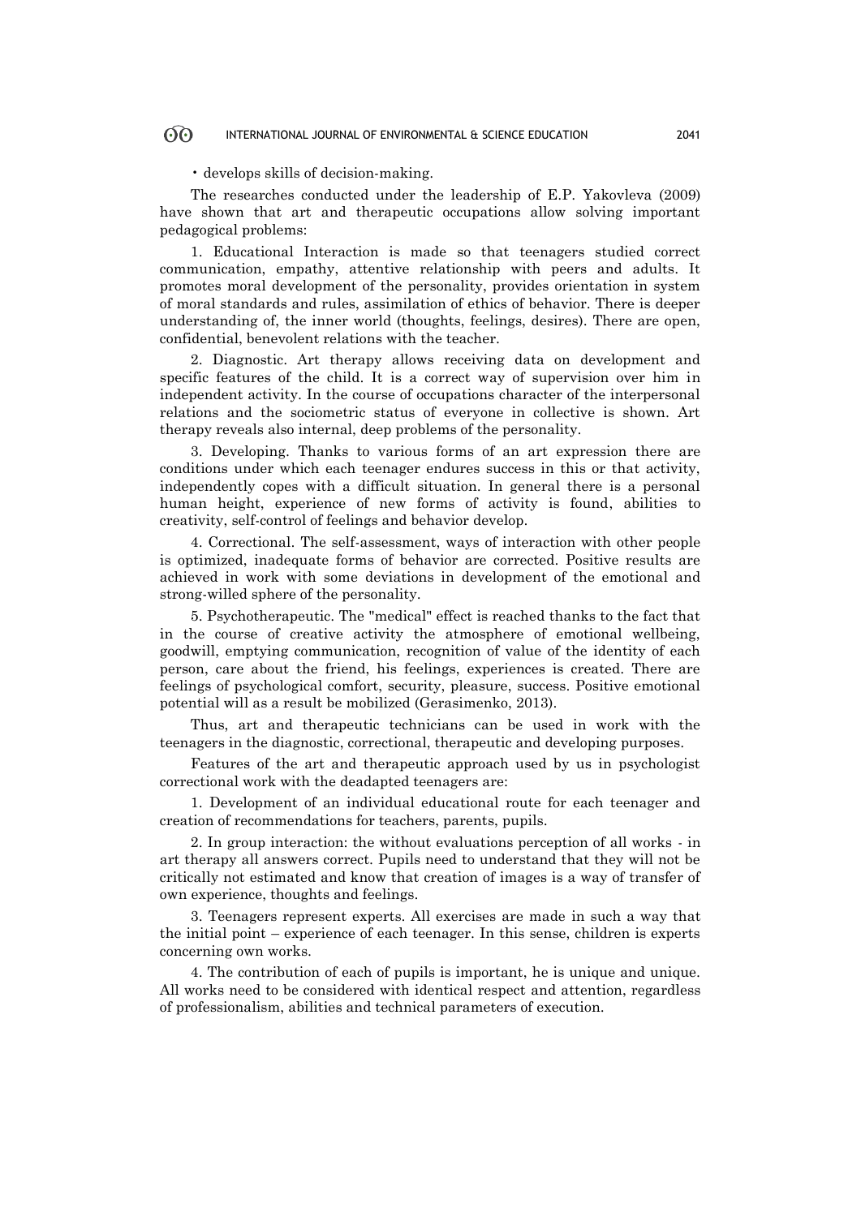• develops skills of decision-making.

The researches conducted under the leadership of E.P. Yakovleva (2009) have shown that art and therapeutic occupations allow solving important pedagogical problems:

1. Educational Interaction is made so that teenagers studied correct communication, empathy, attentive relationship with peers and adults. It promotes moral development of the personality, provides orientation in system of moral standards and rules, assimilation of ethics of behavior. There is deeper understanding of, the inner world (thoughts, feelings, desires). There are open, confidential, benevolent relations with the teacher.

2. Diagnostic. Art therapy allows receiving data on development and specific features of the child. It is a correct way of supervision over him in independent activity. In the course of occupations character of the interpersonal relations and the sociometric status of everyone in collective is shown. Art therapy reveals also internal, deep problems of the personality.

3. Developing. Thanks to various forms of an art expression there are conditions under which each teenager endures success in this or that activity, independently copes with a difficult situation. In general there is a personal human height, experience of new forms of activity is found, abilities to creativity, self-control of feelings and behavior develop.

4. Correctional. The self-assessment, ways of interaction with other people is optimized, inadequate forms of behavior are corrected. Positive results are achieved in work with some deviations in development of the emotional and strong-willed sphere of the personality.

5. Psychotherapeutic. The "medical" effect is reached thanks to the fact that in the course of creative activity the atmosphere of emotional wellbeing, goodwill, emptying communication, recognition of value of the identity of each person, care about the friend, his feelings, experiences is created. There are feelings of psychological comfort, security, pleasure, success. Positive emotional potential will as a result be mobilized (Gerasimenko, 2013).

Thus, art and therapeutic technicians can be used in work with the teenagers in the diagnostic, correctional, therapeutic and developing purposes.

Features of the art and therapeutic approach used by us in psychologist correctional work with the deadapted teenagers are:

1. Development of an individual educational route for each teenager and creation of recommendations for teachers, parents, pupils.

2. In group interaction: the without evaluations perception of all works - in art therapy all answers correct. Pupils need to understand that they will not be critically not estimated and know that creation of images is a way of transfer of own experience, thoughts and feelings.

3. Teenagers represent experts. All exercises are made in such a way that the initial point – experience of each teenager. In this sense, children is experts concerning own works.

4. The contribution of each of pupils is important, he is unique and unique. All works need to be considered with identical respect and attention, regardless of professionalism, abilities and technical parameters of execution.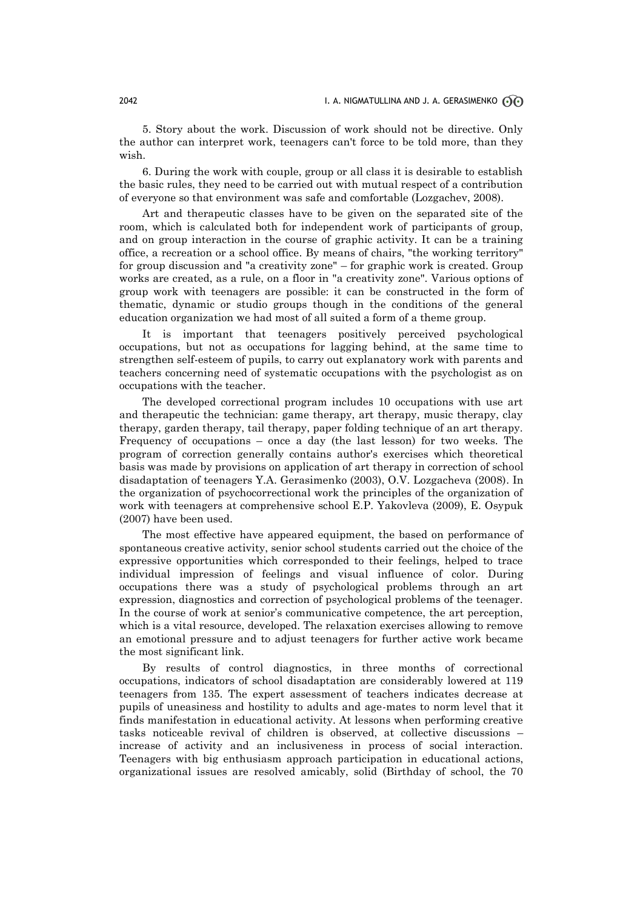5. Story about the work. Discussion of work should not be directive. Only the author can interpret work, teenagers can't force to be told more, than they wish.

6. During the work with couple, group or all class it is desirable to establish the basic rules, they need to be carried out with mutual respect of a contribution of everyone so that environment was safe and comfortable (Lozgachev, 2008).

Art and therapeutic classes have to be given on the separated site of the room, which is calculated both for independent work of participants of group, and on group interaction in the course of graphic activity. It can be a training office, a recreation or a school office. By means of chairs, "the working territory" for group discussion and "a creativity zone" – for graphic work is created. Group works are created, as a rule, on a floor in "a creativity zone". Various options of group work with teenagers are possible: it can be constructed in the form of thematic, dynamic or studio groups though in the conditions of the general education organization we had most of all suited a form of a theme group.

It is important that teenagers positively perceived psychological occupations, but not as occupations for lagging behind, at the same time to strengthen self-esteem of pupils, to carry out explanatory work with parents and teachers concerning need of systematic occupations with the psychologist as on occupations with the teacher.

The developed correctional program includes 10 occupations with use art and therapeutic the technician: game therapy, art therapy, music therapy, clay therapy, garden therapy, tail therapy, paper folding technique of an art therapy. Frequency of occupations – once a day (the last lesson) for two weeks. The program of correction generally contains author's exercises which theoretical basis was made by provisions on application of art therapy in correction of school disadaptation of teenagers Y.A. Gerasimenko (2003), O.V. Lozgacheva (2008). In the organization of psychocorrectional work the principles of the organization of work with teenagers at comprehensive school E.P. Yakovleva (2009), E. Osypuk (2007) have been used.

The most effective have appeared equipment, the based on performance of spontaneous creative activity, senior school students carried out the choice of the expressive opportunities which corresponded to their feelings, helped to trace individual impression of feelings and visual influence of color. During occupations there was a study of psychological problems through an art expression, diagnostics and correction of psychological problems of the teenager. In the course of work at senior's communicative competence, the art perception, which is a vital resource, developed. The relaxation exercises allowing to remove an emotional pressure and to adjust teenagers for further active work became the most significant link.

By results of control diagnostics, in three months of correctional occupations, indicators of school disadaptation are considerably lowered at 119 teenagers from 135. The expert assessment of teachers indicates decrease at pupils of uneasiness and hostility to adults and age-mates to norm level that it finds manifestation in educational activity. At lessons when performing creative tasks noticeable revival of children is observed, at collective discussions – increase of activity and an inclusiveness in process of social interaction. Teenagers with big enthusiasm approach participation in educational actions, organizational issues are resolved amicably, solid (Birthday of school, the 70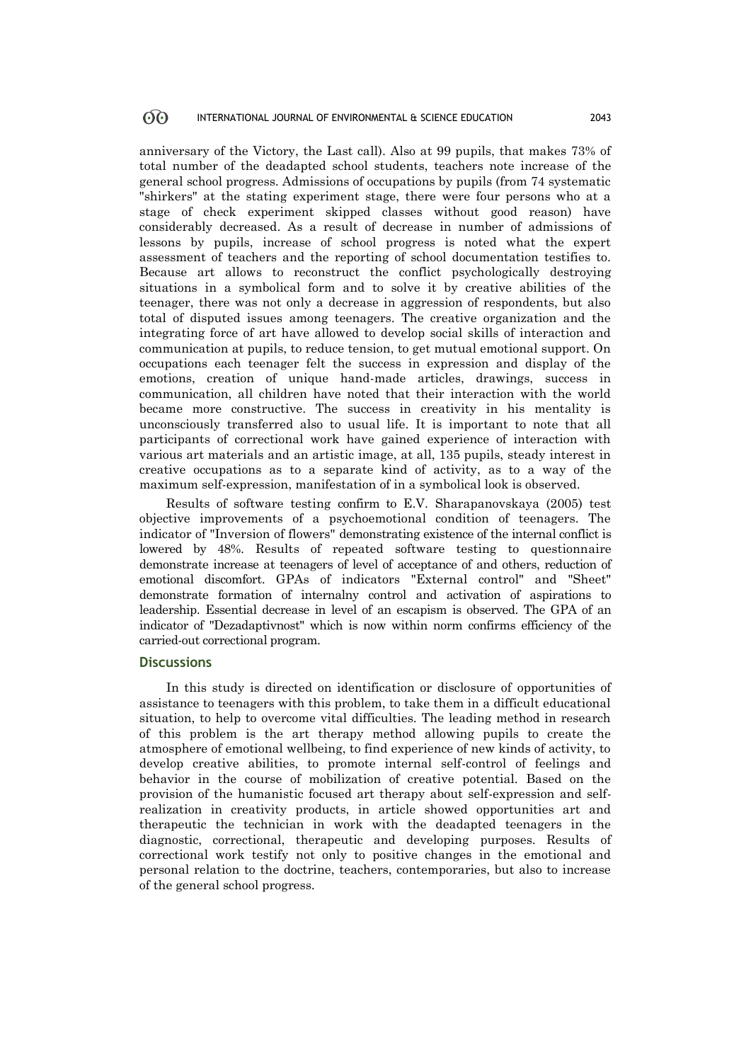anniversary of the Victory, the Last call). Also at 99 pupils, that makes 73% of total number of the deadapted school students, teachers note increase of the general school progress. Admissions of occupations by pupils (from 74 systematic "shirkers" at the stating experiment stage, there were four persons who at a stage of check experiment skipped classes without good reason) have considerably decreased. As a result of decrease in number of admissions of lessons by pupils, increase of school progress is noted what the expert assessment of teachers and the reporting of school documentation testifies to. Because art allows to reconstruct the conflict psychologically destroying situations in a symbolical form and to solve it by creative abilities of the teenager, there was not only a decrease in aggression of respondents, but also total of disputed issues among teenagers. The creative organization and the integrating force of art have allowed to develop social skills of interaction and communication at pupils, to reduce tension, to get mutual emotional support. On occupations each teenager felt the success in expression and display of the emotions, creation of unique hand-made articles, drawings, success in communication, all children have noted that their interaction with the world became more constructive. The success in creativity in his mentality is unconsciously transferred also to usual life. It is important to note that all participants of correctional work have gained experience of interaction with various art materials and an artistic image, at all, 135 pupils, steady interest in creative occupations as to a separate kind of activity, as to a way of the maximum self-expression, manifestation of in a symbolical look is observed.

Results of software testing confirm to E.V. Sharapanovskaya (2005) test objective improvements of a psychoemotional condition of teenagers. The indicator of "Inversion of flowers" demonstrating existence of the internal conflict is lowered by 48%. Results of repeated software testing to questionnaire demonstrate increase at teenagers of level of acceptance of and others, reduction of emotional discomfort. GPAs of indicators "External control" and "Sheet" demonstrate formation of internalny control and activation of aspirations to leadership. Essential decrease in level of an escapism is observed. The GPA of an indicator of "Dezadaptivnost" which is now within norm confirms efficiency of the carried-out correctional program.

## Discussions

In this study is directed on identification or disclosure of opportunities of assistance to teenagers with this problem, to take them in a difficult educational situation, to help to overcome vital difficulties. The leading method in research of this problem is the art therapy method allowing pupils to create the atmosphere of emotional wellbeing, to find experience of new kinds of activity, to develop creative abilities, to promote internal self-control of feelings and behavior in the course of mobilization of creative potential. Based on the provision of the humanistic focused art therapy about self-expression and self-realization in creativity products, in article showed opportunities art and therapeutic the technician in work with the deadapted teenagers in the diagnostic, correctional, therapeutic and developing purposes. Results of correctional work testify not only to positive changes in the emotional and personal relation to the doctrine, teachers, contemporaries, but also to increase of the general school progress.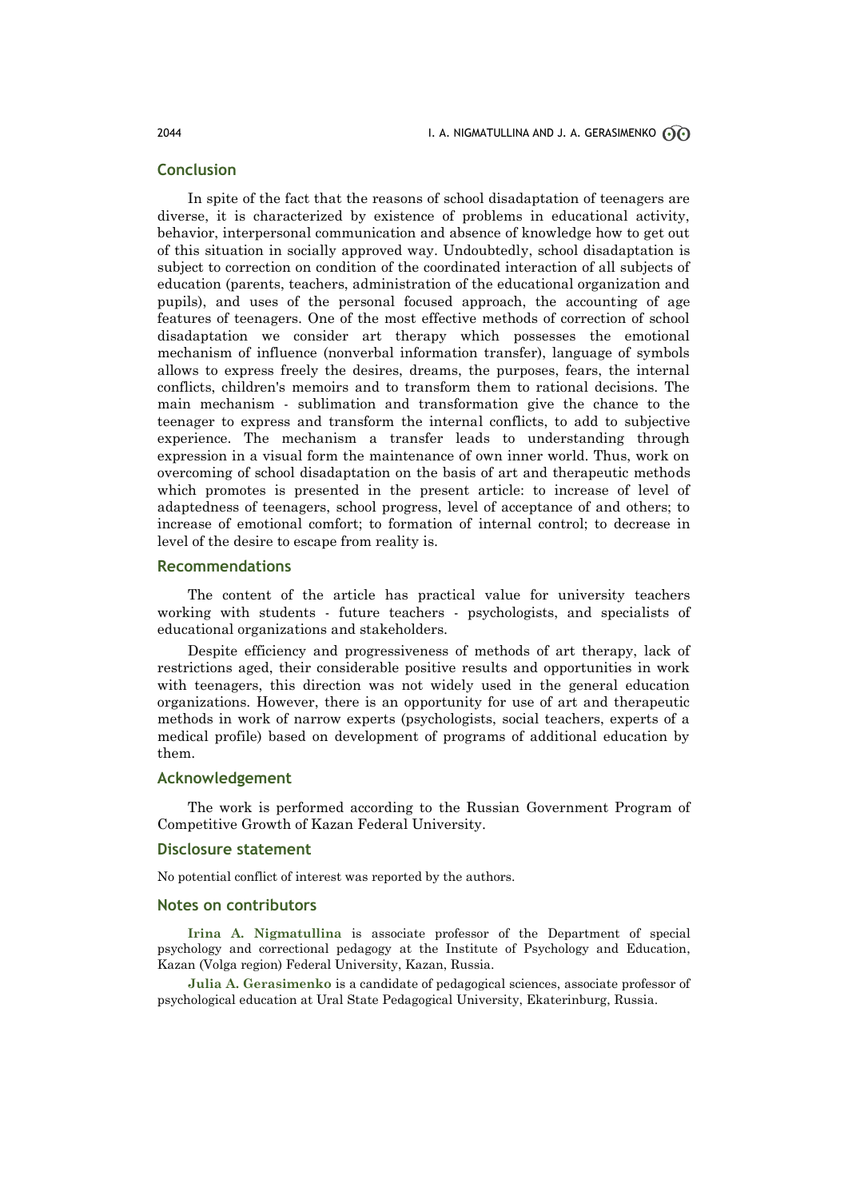## Conclusion

In spite of the fact that the reasons of school disadaptation of teenagers are diverse, it is characterized by existence of problems in educational activity, behavior, interpersonal communication and absence of knowledge how to get out of this situation in socially approved way. Undoubtedly, school disadaptation is subject to correction on condition of the coordinated interaction of all subjects of education (parents, teachers, administration of the educational organization and pupils), and uses of the personal focused approach, the accounting of age features of teenagers. One of the most effective methods of correction of school disadaptation we consider art therapy which possesses the emotional mechanism of influence (nonverbal information transfer), language of symbols allows to express freely the desires, dreams, the purposes, fears, the internal conflicts, children's memoirs and to transform them to rational decisions. The main mechanism - sublimation and transformation give the chance to the teenager to express and transform the internal conflicts, to add to subjective experience. The mechanism a transfer leads to understanding through expression in a visual form the maintenance of own inner world. Thus, work on overcoming of school disadaptation on the basis of art and therapeutic methods which promotes is presented in the present article: to increase of level of adaptedness of teenagers, school progress, level of acceptance of and others; to increase of emotional comfort; to formation of internal control; to decrease in level of the desire to escape from reality is.

## Recommendations

The content of the article has practical value for university teachers working with students - future teachers - psychologists, and specialists of educational organizations and stakeholders.

Despite efficiency and progressiveness of methods of art therapy, lack of restrictions aged, their considerable positive results and opportunities in work with teenagers, this direction was not widely used in the general education organizations. However, there is an opportunity for use of art and therapeutic methods in work of narrow experts (psychologists, social teachers, experts of a medical profile) based on development of programs of additional education by them.

## Acknowledgement

The work is performed according to the Russian Government Program of Competitive Growth of Kazan Federal University.

## Disclosure statement

No potential conflict of interest was reported by the authors.

## Notes on contributors

**Irina A. Nigmatullina** is associate professor of the Department of special psychology and correctional pedagogy at the Institute of Psychology and Education, Kazan (Volga region) Federal University, Kazan, Russia.

**Julia A. Gerasimenko** is a candidate of pedagogical sciences, associate professor of psychological education at Ural State Pedagogical University, Ekaterinburg, Russia.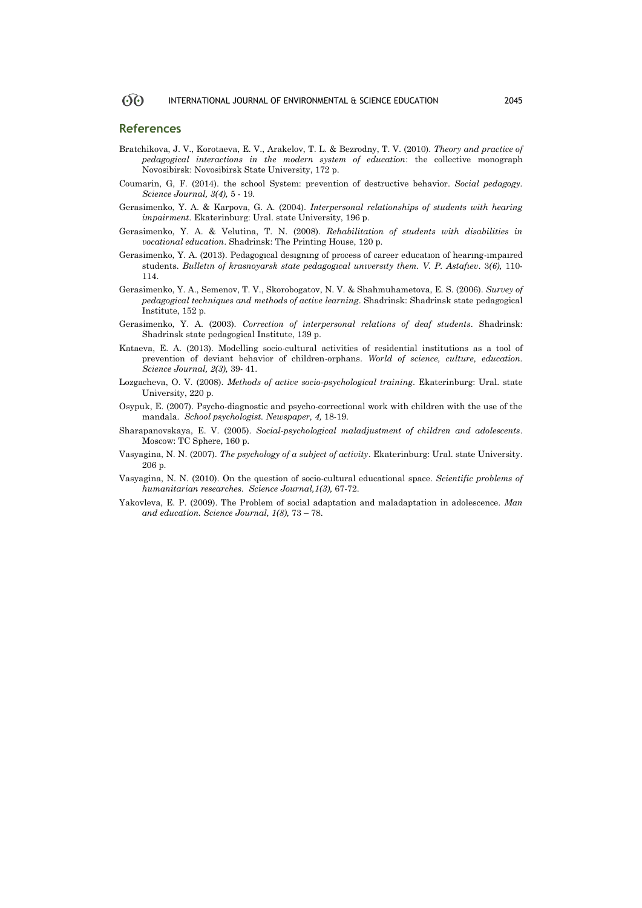## References

Bratchikova, J. V., Korotaeva, E. V., Arakelov, T. L. & Bezrodny, T. V. (2010). *Theory and practice of pedagogical interactions in the modern system of education*: the collective monograph Novosibirsk: Novosibirsk State University, 172 p.

Coumarin, G, F. (2014). the school System: prevention of destructive behavior. *Social pedagogy. Science Journal, 3(4),* 5 - 19.

Gerasimenko, Y. A. & Karpova, G. A. (2004). *Interpersonal relationships of students with hearing impairment.* Ekaterinburg: Ural. state University, 196 p.

Gerasimenko, Y. A. & Velutina, T. N. (2008). *Rehabilitation of students with disabilities in vocational education*. Shadrinsk: The Printing House, 120 p.

Gerasimenko, Y. A. (2013). Pedagogıcal desıgnıng of process of career educatıon of hearıng-ımpaıred students. *Bulletın of krasnoyarsk state pedagogıcal unıversıty them. V. P. Astafıev*. 3*(6),* 110-114.

Gerasimenko, Y. A., Semenov, T. V., Skorobogatov, N. V. & Shahmuhametova, E. S. (2006). *Survey of pedagogical techniques and methods of active learning*. Shadrinsk: Shadrinsk state pedagogical Institute, 152 p.

Gerasimenko, Y. A. (2003). *Correction of interpersonal relations of deaf students*. Shadrinsk: Shadrinsk state pedagogical Institute, 139 p.

Kataeva, E. A. (2013). Modelling socio-cultural activities of residential institutions as a tool of prevention of deviant behavior of children-orphans. *World of science, culture, education. Science Journal, 2(3),* 39- 41.

Lozgacheva, O. V. (2008). *Methods of active socio-psychological training*. Ekaterinburg: Ural. state University, 220 p.

Osypuk, E. (2007). Psycho-diagnostic and psycho-correctional work with children with the use of the mandala. *School psychologist. Newspaper, 4,* 18-19.

Sharapanovskaya, E. V. (2005). *Social-psychological maladjustment of children and adolescents*. Moscow: TC Sphere, 160 p.

Vasyagina, N. N. (2007). *The psychology of a subject of activity*. Ekaterinburg: Ural. state University. 206 p.

Vasyagina, N. N. (2010). On the question of socio-cultural educational space. *Scientific problems of humanitarian researches. Science Journal,1(3),* 67-72.

Yakovleva, E. P. (2009). The Problem of social adaptation and maladaptation in adolescence. *Man and education. Science Journal, 1(8),* 73 – 78.